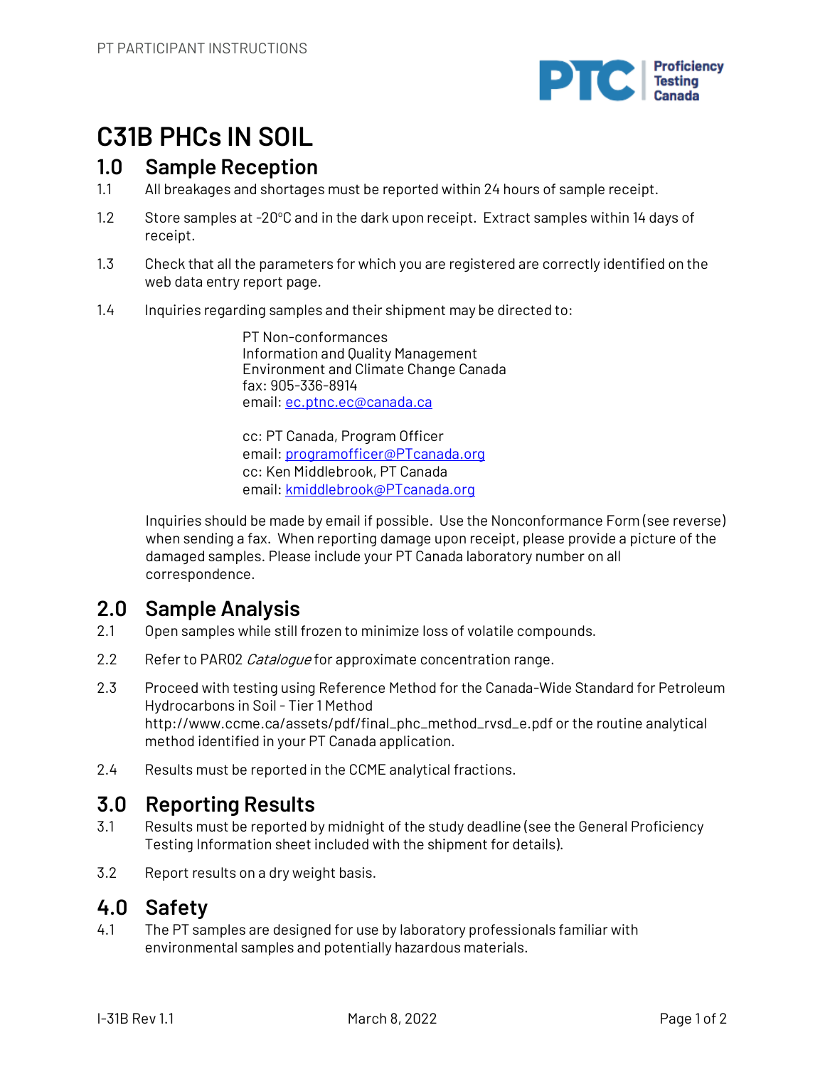# C31B PHCs IN SOIL

## 1.0 Sample Reception

1.1 All breakages and shortages must be reported within 24 hours of sample receipt.

1.2 Store samples at -20°C and in the dark upon receipt. Extract samples within 14 days of receipt.

1.3 Check that all the parameters for which you are registered are correctly identified on the web data entry report page.

1.4 Inquiries regarding samples and their shipment may be directed to:

> PT Non-conformances
> Information and Quality Management
> Environment and Climate Change Canada
> fax: 905-336-8914
> email: ec.ptnc.ec@canada.ca
>
> cc: PT Canada, Program Officer
> email: programofficer@PTcanada.org
> cc: Ken Middlebrook, PT Canada
> email: kmiddlebrook@PTcanada.org

Inquiries should be made by email if possible. Use the Nonconformance Form (see reverse) when sending a fax. When reporting damage upon receipt, please provide a picture of the damaged samples. Please include your PT Canada laboratory number on all correspondence.

## 2.0 Sample Analysis

2.1 Open samples while still frozen to minimize loss of volatile compounds.

2.2 Refer to PAR02 *Catalogue* for approximate concentration range.

2.3 Proceed with testing using Reference Method for the Canada-Wide Standard for Petroleum Hydrocarbons in Soil - Tier 1 Method http://www.ccme.ca/assets/pdf/final_phc_method_rvsd_e.pdf or the routine analytical method identified in your PT Canada application.

2.4 Results must be reported in the CCME analytical fractions.

## 3.0 Reporting Results

3.1 Results must be reported by midnight of the study deadline (see the General Proficiency Testing Information sheet included with the shipment for details).

3.2 Report results on a dry weight basis.

## 4.0 Safety

4.1 The PT samples are designed for use by laboratory professionals familiar with environmental samples and potentially hazardous materials.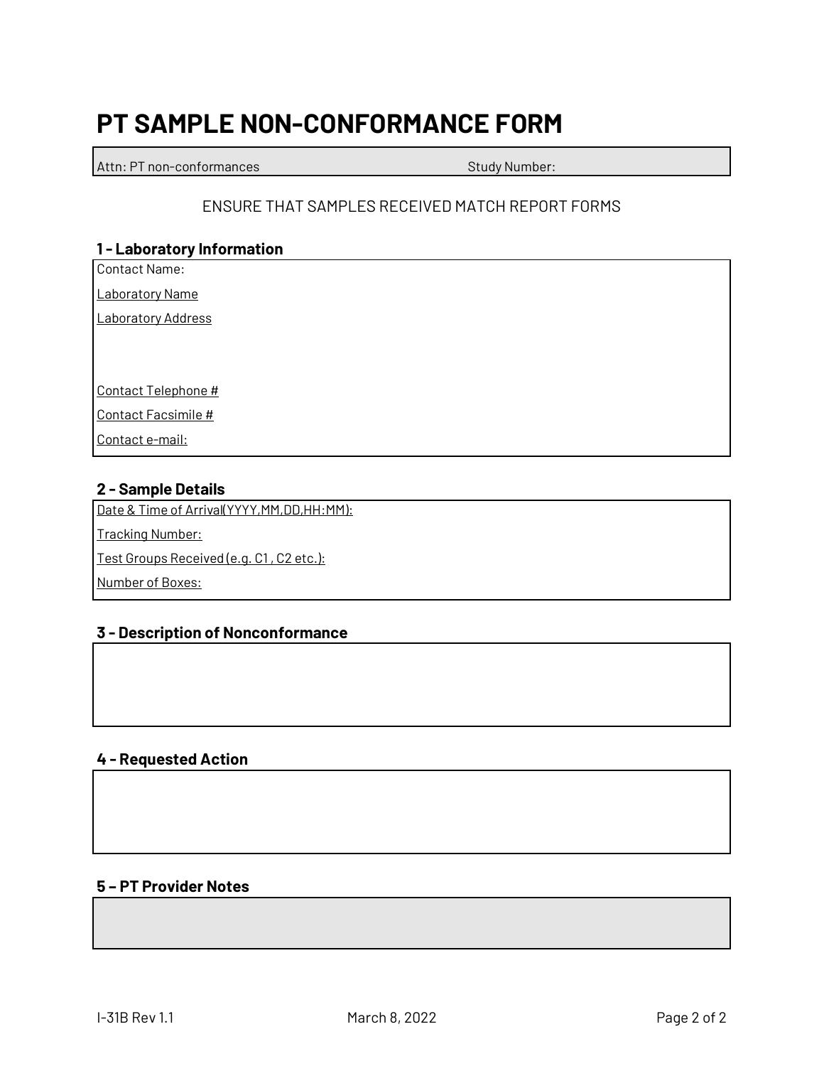# PT SAMPLE NON-CONFORMANCE FORM

Attn: PT non-conformances Study Number:

ENSURE THAT SAMPLES RECEIVED MATCH REPORT FORMS

## 1 - Laboratory Information

Contact Name:

Laboratory Name

Laboratory Address

Contact Telephone #

Contact Facsimile #

Contact e-mail:

## 2 - Sample Details

Date & Time of Arrival(YYYY,MM,DD,HH:MM):

Tracking Number:

Test Groups Received (e.g. C1 , C2 etc.):

Number of Boxes:

## 3 - Description of Nonconformance

## 4 - Requested Action

## 5 – PT Provider Notes

I-31B Rev 1.1 March 8, 2022